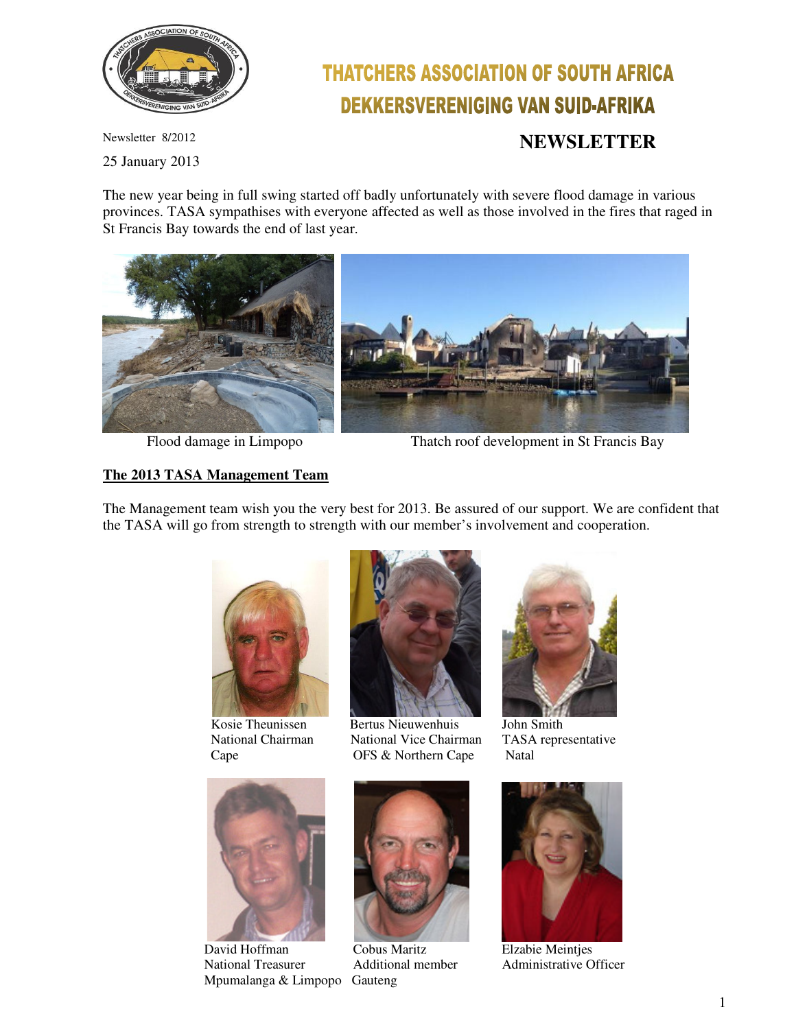# THATCHERS ASSOCIATION OF SOUTH AFRICA
# DEKKERSVERENIGING VAN SUID-AFRIKA

Newsletter 8/2012

25 January 2013

## NEWSLETTER

The new year being in full swing started off badly unfortunately with severe flood damage in various provinces. TASA sympathises with everyone affected as well as those involved in the fires that raged in St Francis Bay towards the end of last year.

Flood damage in Limpopo

Thatch roof development in St Francis Bay

### The 2013 TASA Management Team

The Management team wish you the very best for 2013. Be assured of our support. We are confident that the TASA will go from strength to strength with our member's involvement and cooperation.

Kosie Theunissen
National Chairman
Cape

Bertus Nieuwenhuis
National Vice Chairman
OFS & Northern Cape

John Smith
TASA representative
Natal

David Hoffman
National Treasurer
Mpumalanga & Limpopo

Cobus Maritz
Additional member
Gauteng

Elzabie Meintjes
Administrative Officer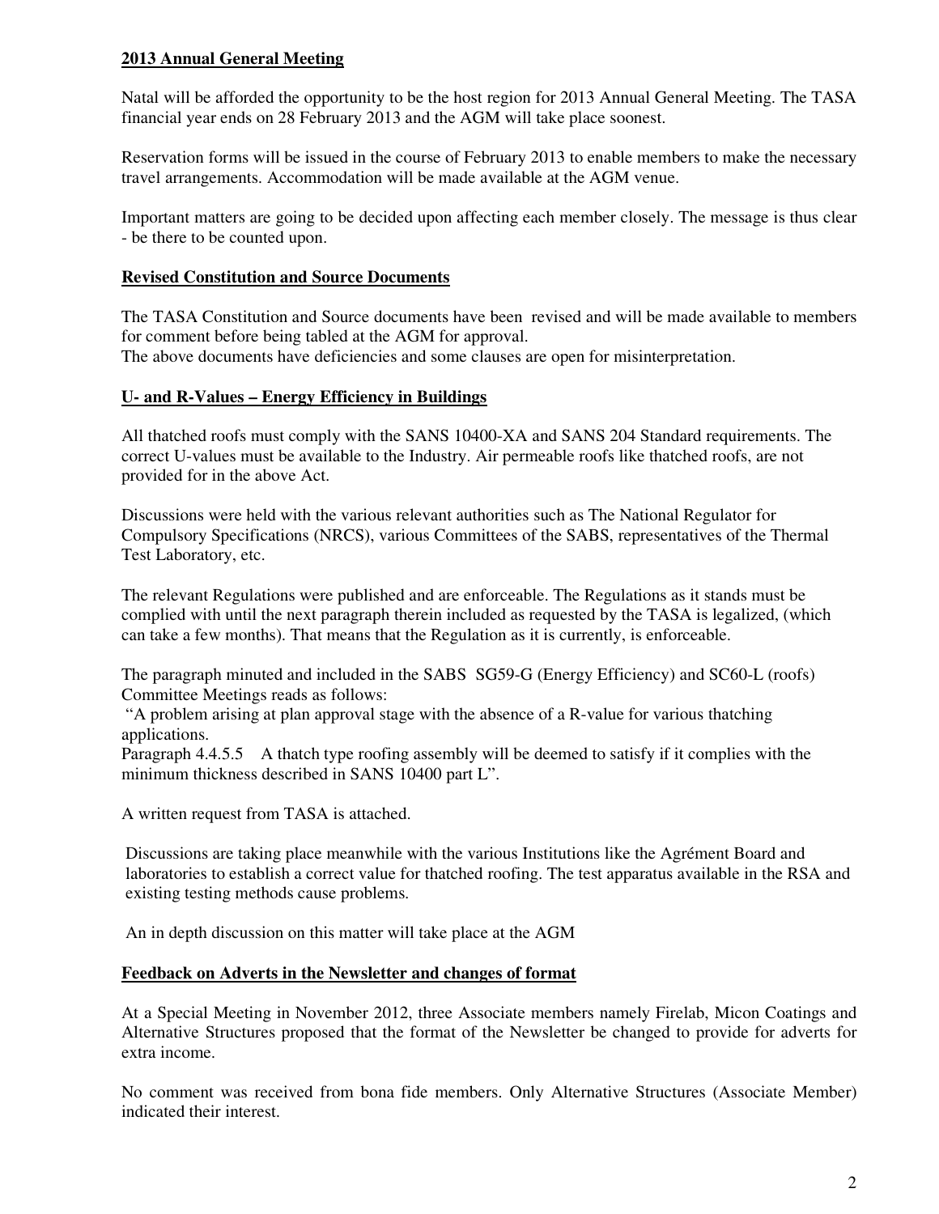**2013 Annual General Meeting**

Natal will be afforded the opportunity to be the host region for 2013 Annual General Meeting. The TASA financial year ends on 28 February 2013 and the AGM will take place soonest.

Reservation forms will be issued in the course of February 2013 to enable members to make the necessary travel arrangements. Accommodation will be made available at the AGM venue.

Important matters are going to be decided upon affecting each member closely. The message is thus clear - be there to be counted upon.

**Revised Constitution and Source Documents**

The TASA Constitution and Source documents have been revised and will be made available to members for comment before being tabled at the AGM for approval.
The above documents have deficiencies and some clauses are open for misinterpretation.

**U- and R-Values – Energy Efficiency in Buildings**

All thatched roofs must comply with the SANS 10400-XA and SANS 204 Standard requirements. The correct U-values must be available to the Industry. Air permeable roofs like thatched roofs, are not provided for in the above Act.

Discussions were held with the various relevant authorities such as The National Regulator for Compulsory Specifications (NRCS), various Committees of the SABS, representatives of the Thermal Test Laboratory, etc.

The relevant Regulations were published and are enforceable. The Regulations as it stands must be complied with until the next paragraph therein included as requested by the TASA is legalized, (which can take a few months). That means that the Regulation as it is currently, is enforceable.

The paragraph minuted and included in the SABS SG59-G (Energy Efficiency) and SC60-L (roofs) Committee Meetings reads as follows:
"A problem arising at plan approval stage with the absence of a R-value for various thatching applications.
Paragraph 4.4.5.5 A thatch type roofing assembly will be deemed to satisfy if it complies with the minimum thickness described in SANS 10400 part L".

A written request from TASA is attached.

Discussions are taking place meanwhile with the various Institutions like the Agrément Board and laboratories to establish a correct value for thatched roofing. The test apparatus available in the RSA and existing testing methods cause problems.

An in depth discussion on this matter will take place at the AGM

**Feedback on Adverts in the Newsletter and changes of format**

At a Special Meeting in November 2012, three Associate members namely Firelab, Micon Coatings and Alternative Structures proposed that the format of the Newsletter be changed to provide for adverts for extra income.

No comment was received from bona fide members. Only Alternative Structures (Associate Member) indicated their interest.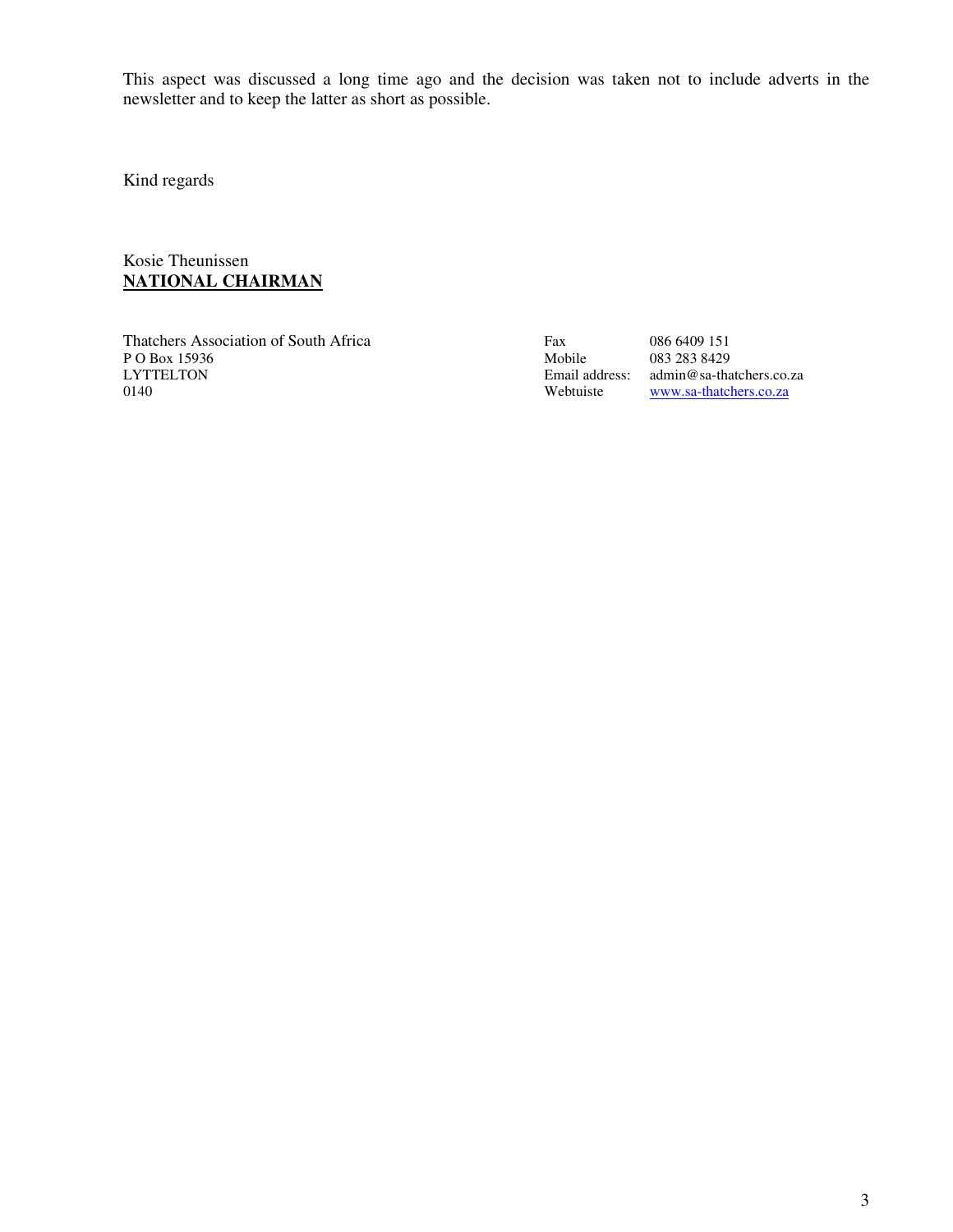This aspect was discussed a long time ago and the decision was taken not to include adverts in the newsletter and to keep the latter as short as possible.

Kind regards

Kosie Theunissen
**NATIONAL CHAIRMAN**

Thatchers Association of South Africa
P O Box 15936
LYTTELTON
0140

Fax 086 6409 151
Mobile 083 283 8429
Email address: admin@sa-thatchers.co.za
Webtuiste www.sa-thatchers.co.za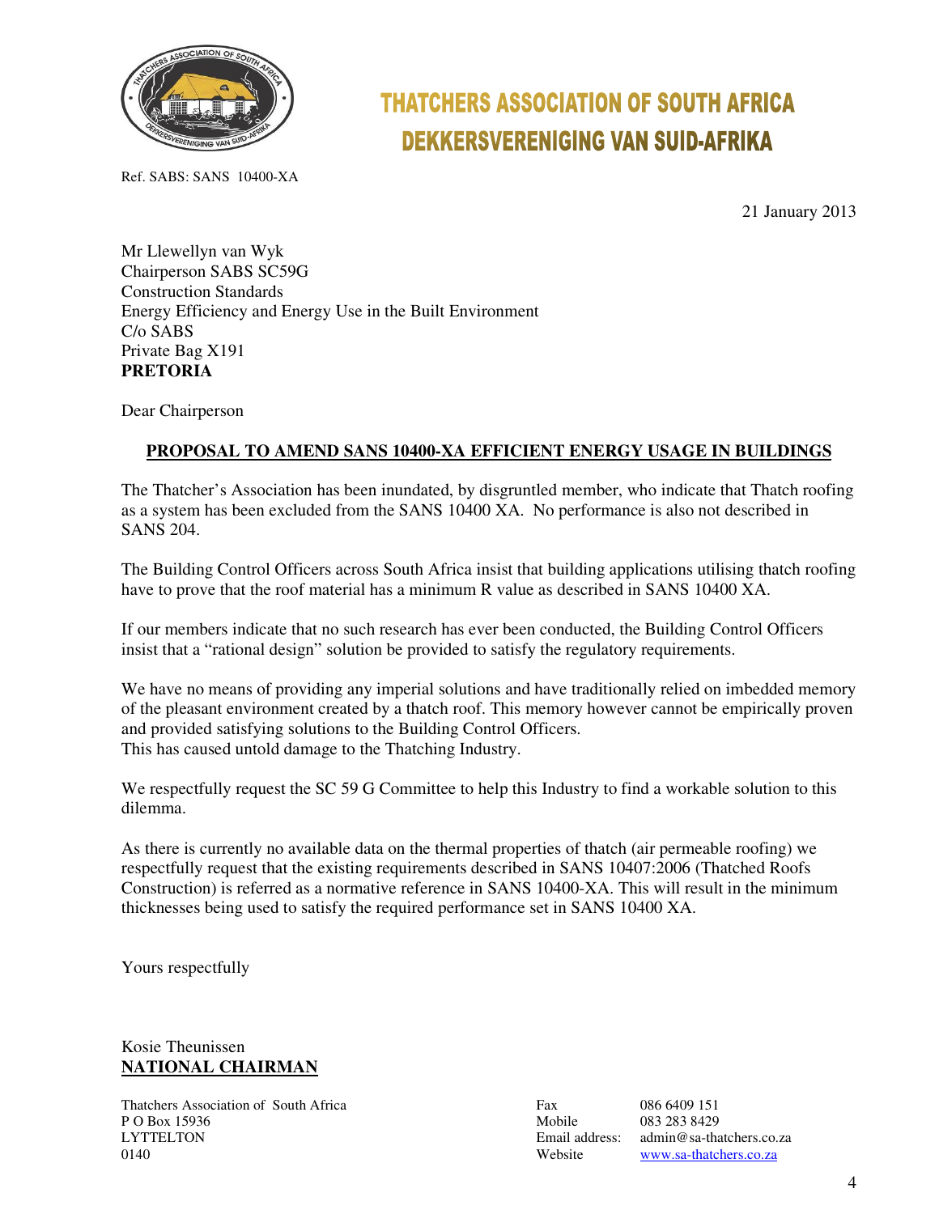# THATCHERS ASSOCIATION OF SOUTH AFRICA
# DEKKERSVERENIGING VAN SUID-AFRIKA

Ref. SABS: SANS 10400-XA

21 January 2013

Mr Llewellyn van Wyk
Chairperson SABS SC59G
Construction Standards
Energy Efficiency and Energy Use in the Built Environment
C/o SABS
Private Bag X191
**PRETORIA**

Dear Chairperson

**PROPOSAL TO AMEND SANS 10400-XA EFFICIENT ENERGY USAGE IN BUILDINGS**

The Thatcher's Association has been inundated, by disgruntled member, who indicate that Thatch roofing as a system has been excluded from the SANS 10400 XA. No performance is also not described in SANS 204.

The Building Control Officers across South Africa insist that building applications utilising thatch roofing have to prove that the roof material has a minimum R value as described in SANS 10400 XA.

If our members indicate that no such research has ever been conducted, the Building Control Officers insist that a "rational design" solution be provided to satisfy the regulatory requirements.

We have no means of providing any imperial solutions and have traditionally relied on imbedded memory of the pleasant environment created by a thatch roof. This memory however cannot be empirically proven and provided satisfying solutions to the Building Control Officers.
This has caused untold damage to the Thatching Industry.

We respectfully request the SC 59 G Committee to help this Industry to find a workable solution to this dilemma.

As there is currently no available data on the thermal properties of thatch (air permeable roofing) we respectfully request that the existing requirements described in SANS 10407:2006 (Thatched Roofs Construction) is referred as a normative reference in SANS 10400-XA. This will result in the minimum thicknesses being used to satisfy the required performance set in SANS 10400 XA.

Yours respectfully

Kosie Theunissen
**NATIONAL CHAIRMAN**

Thatchers Association of South Africa
P O Box 15936
LYTTELTON
0140

Fax 086 6409 151
Mobile 083 283 8429
Email address: admin@sa-thatchers.co.za
Website www.sa-thatchers.co.za